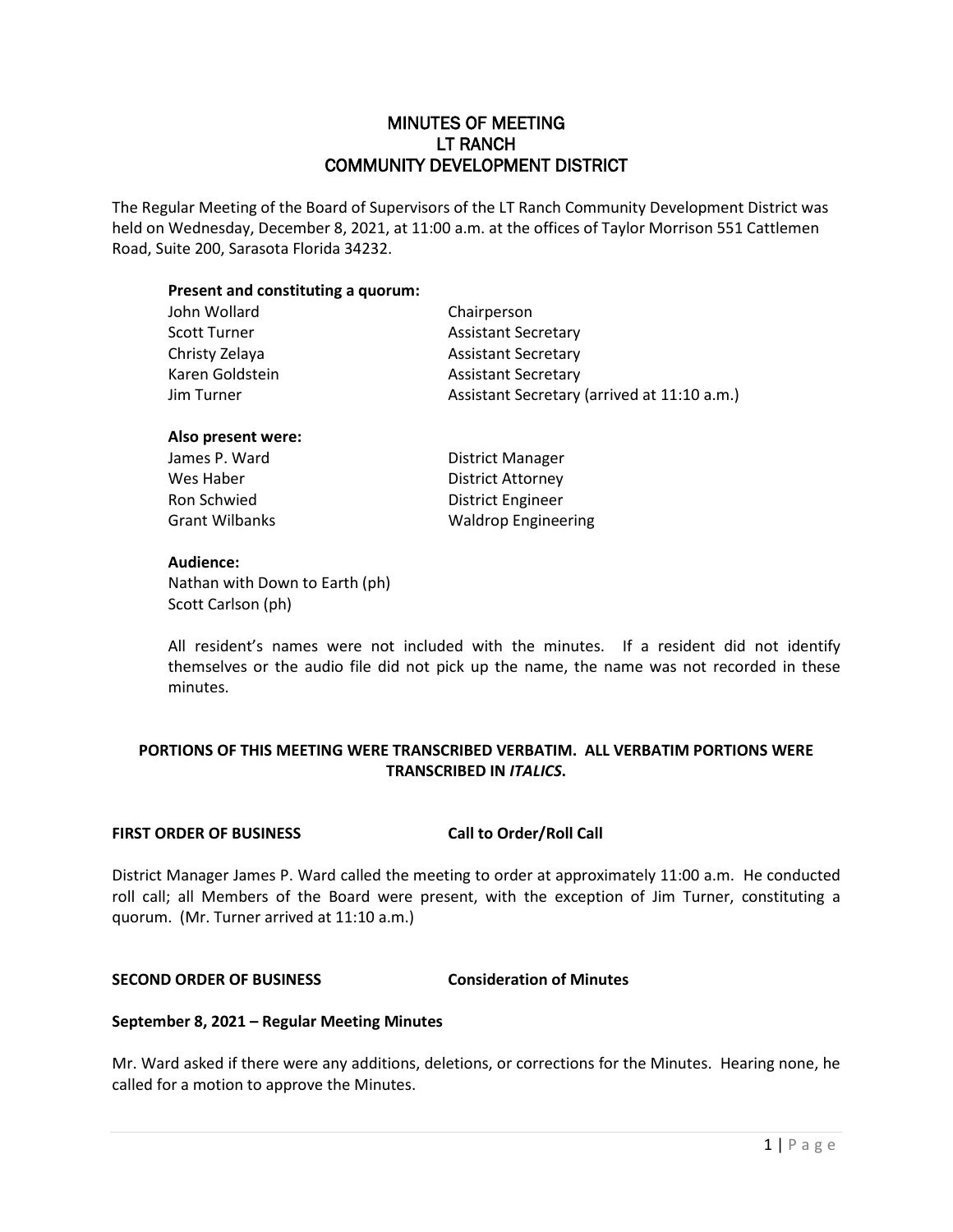# MINUTES OF MEETING
# LT RANCH
# COMMUNITY DEVELOPMENT DISTRICT

The Regular Meeting of the Board of Supervisors of the LT Ranch Community Development District was held on Wednesday, December 8, 2021, at 11:00 a.m. at the offices of Taylor Morrison 551 Cattlemen Road, Suite 200, Sarasota Florida 34232.

**Present and constituting a quorum:**

| | |
|---|---|
| John Wollard | Chairperson |
| Scott Turner | Assistant Secretary |
| Christy Zelaya | Assistant Secretary |
| Karen Goldstein | Assistant Secretary |
| Jim Turner | Assistant Secretary (arrived at 11:10 a.m.) |

**Also present were:**

| | |
|---|---|
| James P. Ward | District Manager |
| Wes Haber | District Attorney |
| Ron Schwied | District Engineer |
| Grant Wilbanks | Waldrop Engineering |

**Audience:**

Nathan with Down to Earth (ph)
Scott Carlson (ph)

All resident's names were not included with the minutes. If a resident did not identify themselves or the audio file did not pick up the name, the name was not recorded in these minutes.

**PORTIONS OF THIS MEETING WERE TRANSCRIBED VERBATIM. ALL VERBATIM PORTIONS WERE TRANSCRIBED IN *ITALICS*.**

**FIRST ORDER OF BUSINESS** **Call to Order/Roll Call**

District Manager James P. Ward called the meeting to order at approximately 11:00 a.m. He conducted roll call; all Members of the Board were present, with the exception of Jim Turner, constituting a quorum. (Mr. Turner arrived at 11:10 a.m.)

**SECOND ORDER OF BUSINESS** **Consideration of Minutes**

**September 8, 2021 – Regular Meeting Minutes**

Mr. Ward asked if there were any additions, deletions, or corrections for the Minutes. Hearing none, he called for a motion to approve the Minutes.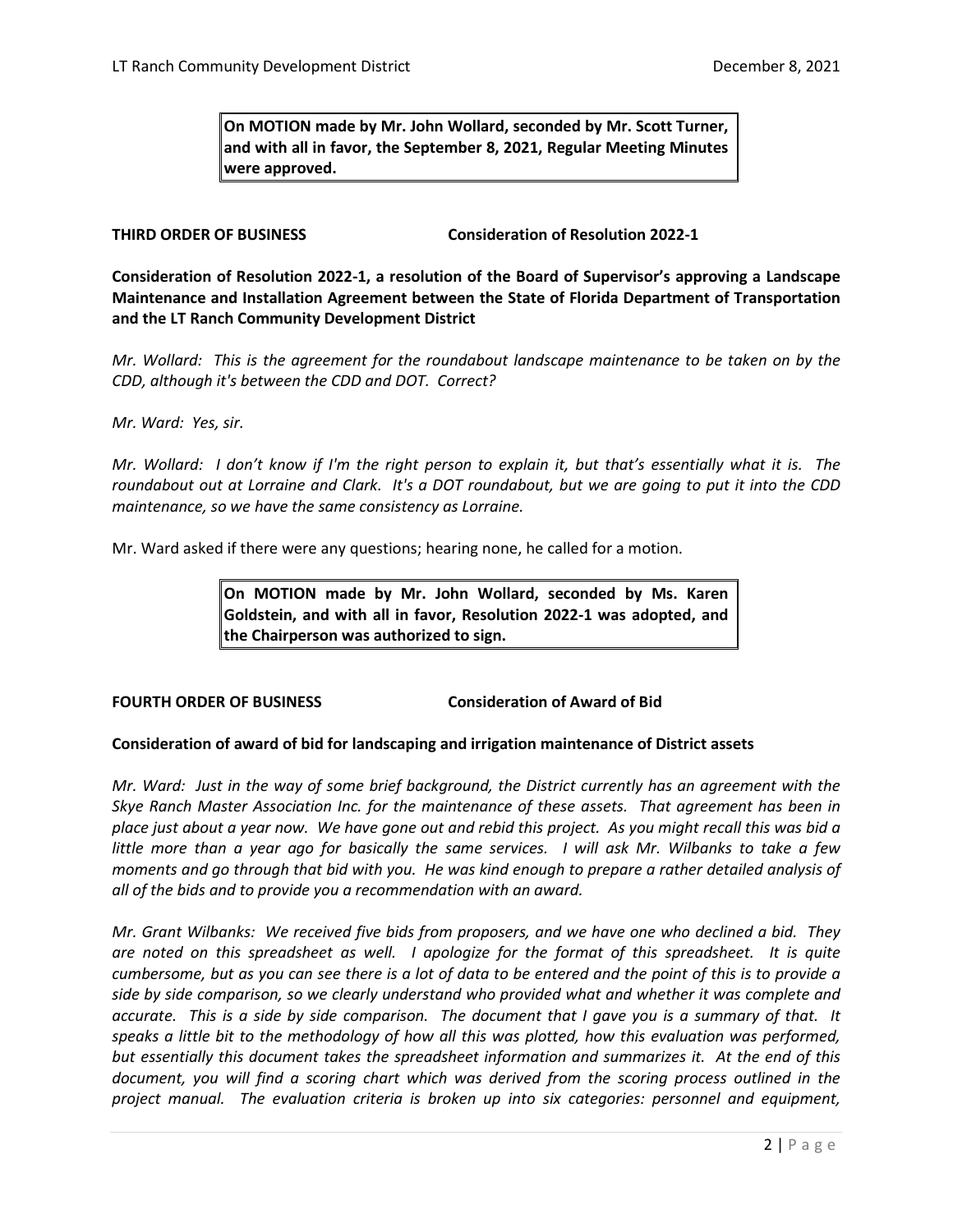**On MOTION made by Mr. John Wollard, seconded by Mr. Scott Turner, and with all in favor, the September 8, 2021, Regular Meeting Minutes were approved.**

**THIRD ORDER OF BUSINESS Consideration of Resolution 2022-1**

**Consideration of Resolution 2022-1, a resolution of the Board of Supervisor's approving a Landscape Maintenance and Installation Agreement between the State of Florida Department of Transportation and the LT Ranch Community Development District**

*Mr. Wollard: This is the agreement for the roundabout landscape maintenance to be taken on by the CDD, although it's between the CDD and DOT. Correct?*

*Mr. Ward: Yes, sir.*

*Mr. Wollard: I don't know if I'm the right person to explain it, but that's essentially what it is. The roundabout out at Lorraine and Clark. It's a DOT roundabout, but we are going to put it into the CDD maintenance, so we have the same consistency as Lorraine.*

Mr. Ward asked if there were any questions; hearing none, he called for a motion.

**On MOTION made by Mr. John Wollard, seconded by Ms. Karen Goldstein, and with all in favor, Resolution 2022-1 was adopted, and the Chairperson was authorized to sign.**

**FOURTH ORDER OF BUSINESS Consideration of Award of Bid**

**Consideration of award of bid for landscaping and irrigation maintenance of District assets**

*Mr. Ward: Just in the way of some brief background, the District currently has an agreement with the Skye Ranch Master Association Inc. for the maintenance of these assets. That agreement has been in place just about a year now. We have gone out and rebid this project. As you might recall this was bid a little more than a year ago for basically the same services. I will ask Mr. Wilbanks to take a few moments and go through that bid with you. He was kind enough to prepare a rather detailed analysis of all of the bids and to provide you a recommendation with an award.*

*Mr. Grant Wilbanks: We received five bids from proposers, and we have one who declined a bid. They are noted on this spreadsheet as well. I apologize for the format of this spreadsheet. It is quite cumbersome, but as you can see there is a lot of data to be entered and the point of this is to provide a side by side comparison, so we clearly understand who provided what and whether it was complete and accurate. This is a side by side comparison. The document that I gave you is a summary of that. It speaks a little bit to the methodology of how all this was plotted, how this evaluation was performed, but essentially this document takes the spreadsheet information and summarizes it. At the end of this document, you will find a scoring chart which was derived from the scoring process outlined in the project manual. The evaluation criteria is broken up into six categories: personnel and equipment,*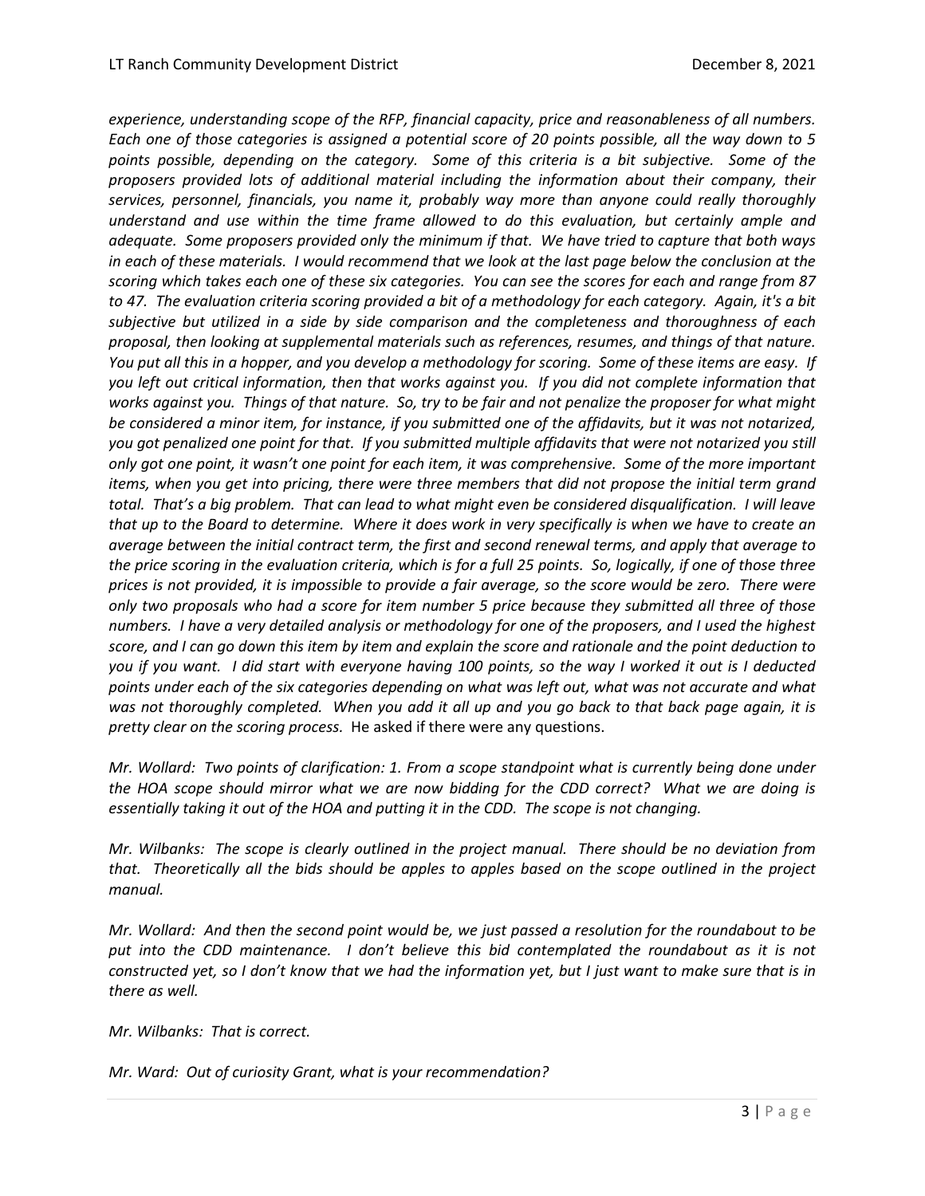*experience, understanding scope of the RFP, financial capacity, price and reasonableness of all numbers. Each one of those categories is assigned a potential score of 20 points possible, all the way down to 5 points possible, depending on the category. Some of this criteria is a bit subjective. Some of the proposers provided lots of additional material including the information about their company, their services, personnel, financials, you name it, probably way more than anyone could really thoroughly understand and use within the time frame allowed to do this evaluation, but certainly ample and adequate. Some proposers provided only the minimum if that. We have tried to capture that both ways in each of these materials. I would recommend that we look at the last page below the conclusion at the scoring which takes each one of these six categories. You can see the scores for each and range from 87 to 47. The evaluation criteria scoring provided a bit of a methodology for each category. Again, it's a bit subjective but utilized in a side by side comparison and the completeness and thoroughness of each proposal, then looking at supplemental materials such as references, resumes, and things of that nature. You put all this in a hopper, and you develop a methodology for scoring. Some of these items are easy. If you left out critical information, then that works against you. If you did not complete information that works against you. Things of that nature. So, try to be fair and not penalize the proposer for what might be considered a minor item, for instance, if you submitted one of the affidavits, but it was not notarized, you got penalized one point for that. If you submitted multiple affidavits that were not notarized you still only got one point, it wasn't one point for each item, it was comprehensive. Some of the more important items, when you get into pricing, there were three members that did not propose the initial term grand total. That's a big problem. That can lead to what might even be considered disqualification. I will leave that up to the Board to determine. Where it does work in very specifically is when we have to create an average between the initial contract term, the first and second renewal terms, and apply that average to the price scoring in the evaluation criteria, which is for a full 25 points. So, logically, if one of those three prices is not provided, it is impossible to provide a fair average, so the score would be zero. There were only two proposals who had a score for item number 5 price because they submitted all three of those numbers. I have a very detailed analysis or methodology for one of the proposers, and I used the highest score, and I can go down this item by item and explain the score and rationale and the point deduction to you if you want. I did start with everyone having 100 points, so the way I worked it out is I deducted points under each of the six categories depending on what was left out, what was not accurate and what was not thoroughly completed. When you add it all up and you go back to that back page again, it is pretty clear on the scoring process.* He asked if there were any questions.

*Mr. Wollard: Two points of clarification: 1. From a scope standpoint what is currently being done under the HOA scope should mirror what we are now bidding for the CDD correct? What we are doing is essentially taking it out of the HOA and putting it in the CDD. The scope is not changing.*

*Mr. Wilbanks: The scope is clearly outlined in the project manual. There should be no deviation from that. Theoretically all the bids should be apples to apples based on the scope outlined in the project manual.*

*Mr. Wollard: And then the second point would be, we just passed a resolution for the roundabout to be put into the CDD maintenance. I don't believe this bid contemplated the roundabout as it is not constructed yet, so I don't know that we had the information yet, but I just want to make sure that is in there as well.*

*Mr. Wilbanks: That is correct.*

*Mr. Ward: Out of curiosity Grant, what is your recommendation?*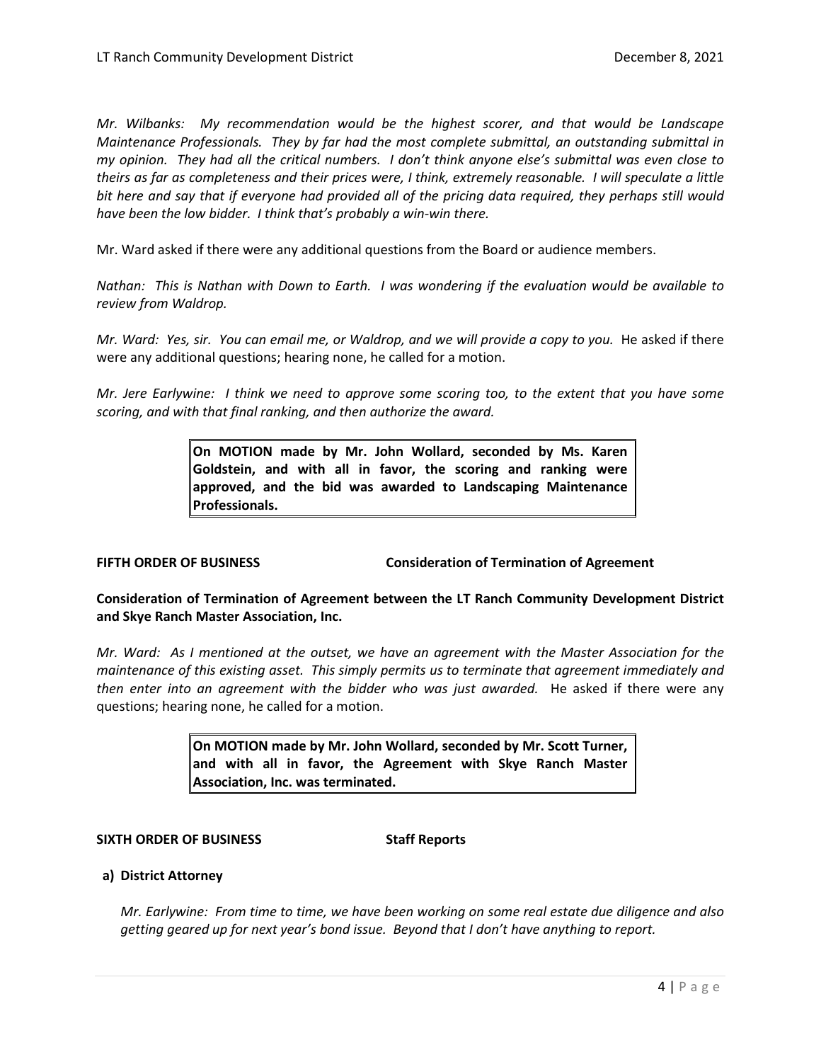*Mr. Wilbanks: My recommendation would be the highest scorer, and that would be Landscape Maintenance Professionals. They by far had the most complete submittal, an outstanding submittal in my opinion. They had all the critical numbers. I don't think anyone else's submittal was even close to theirs as far as completeness and their prices were, I think, extremely reasonable. I will speculate a little bit here and say that if everyone had provided all of the pricing data required, they perhaps still would have been the low bidder. I think that's probably a win-win there.*

Mr. Ward asked if there were any additional questions from the Board or audience members.

*Nathan: This is Nathan with Down to Earth. I was wondering if the evaluation would be available to review from Waldrop.*

*Mr. Ward: Yes, sir. You can email me, or Waldrop, and we will provide a copy to you.* He asked if there were any additional questions; hearing none, he called for a motion.

*Mr. Jere Earlywine: I think we need to approve some scoring too, to the extent that you have some scoring, and with that final ranking, and then authorize the award.*

> **On MOTION made by Mr. John Wollard, seconded by Ms. Karen Goldstein, and with all in favor, the scoring and ranking were approved, and the bid was awarded to Landscaping Maintenance Professionals.**

**FIFTH ORDER OF BUSINESS Consideration of Termination of Agreement**

**Consideration of Termination of Agreement between the LT Ranch Community Development District and Skye Ranch Master Association, Inc.**

*Mr. Ward: As I mentioned at the outset, we have an agreement with the Master Association for the maintenance of this existing asset. This simply permits us to terminate that agreement immediately and then enter into an agreement with the bidder who was just awarded.* He asked if there were any questions; hearing none, he called for a motion.

> **On MOTION made by Mr. John Wollard, seconded by Mr. Scott Turner, and with all in favor, the Agreement with Skye Ranch Master Association, Inc. was terminated.**

**SIXTH ORDER OF BUSINESS Staff Reports**

**a) District Attorney**

*Mr. Earlywine: From time to time, we have been working on some real estate due diligence and also getting geared up for next year's bond issue. Beyond that I don't have anything to report.*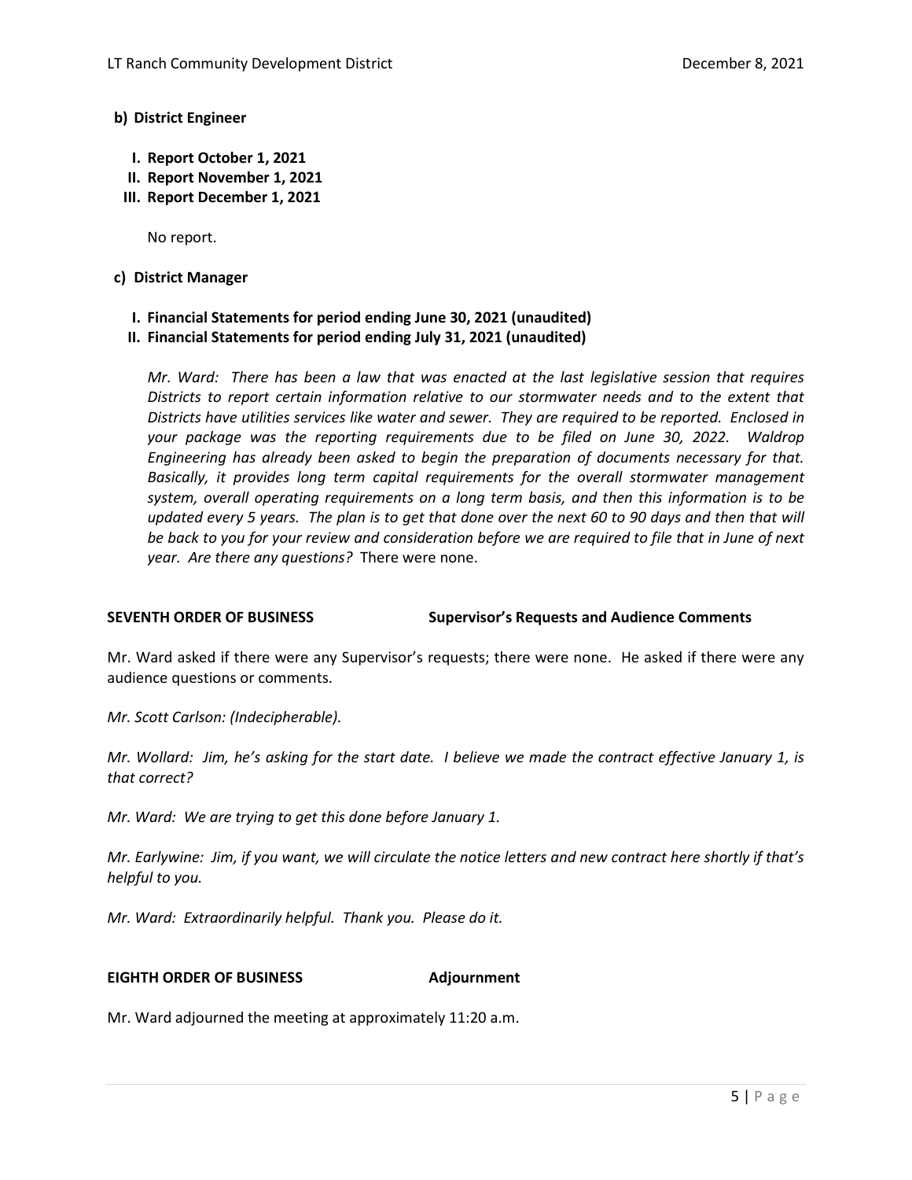**b) District Engineer**

- **I. Report October 1, 2021**
- **II. Report November 1, 2021**
- **III. Report December 1, 2021**

No report.

**c) District Manager**

- **I. Financial Statements for period ending June 30, 2021 (unaudited)**
- **II. Financial Statements for period ending July 31, 2021 (unaudited)**

*Mr. Ward: There has been a law that was enacted at the last legislative session that requires Districts to report certain information relative to our stormwater needs and to the extent that Districts have utilities services like water and sewer. They are required to be reported. Enclosed in your package was the reporting requirements due to be filed on June 30, 2022. Waldrop Engineering has already been asked to begin the preparation of documents necessary for that. Basically, it provides long term capital requirements for the overall stormwater management system, overall operating requirements on a long term basis, and then this information is to be updated every 5 years. The plan is to get that done over the next 60 to 90 days and then that will be back to you for your review and consideration before we are required to file that in June of next year. Are there any questions?* There were none.

**SEVENTH ORDER OF BUSINESS** **Supervisor's Requests and Audience Comments**

Mr. Ward asked if there were any Supervisor's requests; there were none. He asked if there were any audience questions or comments.

*Mr. Scott Carlson: (Indecipherable).*

*Mr. Wollard: Jim, he's asking for the start date. I believe we made the contract effective January 1, is that correct?*

*Mr. Ward: We are trying to get this done before January 1.*

*Mr. Earlywine: Jim, if you want, we will circulate the notice letters and new contract here shortly if that's helpful to you.*

*Mr. Ward: Extraordinarily helpful. Thank you. Please do it.*

**EIGHTH ORDER OF BUSINESS** **Adjournment**

Mr. Ward adjourned the meeting at approximately 11:20 a.m.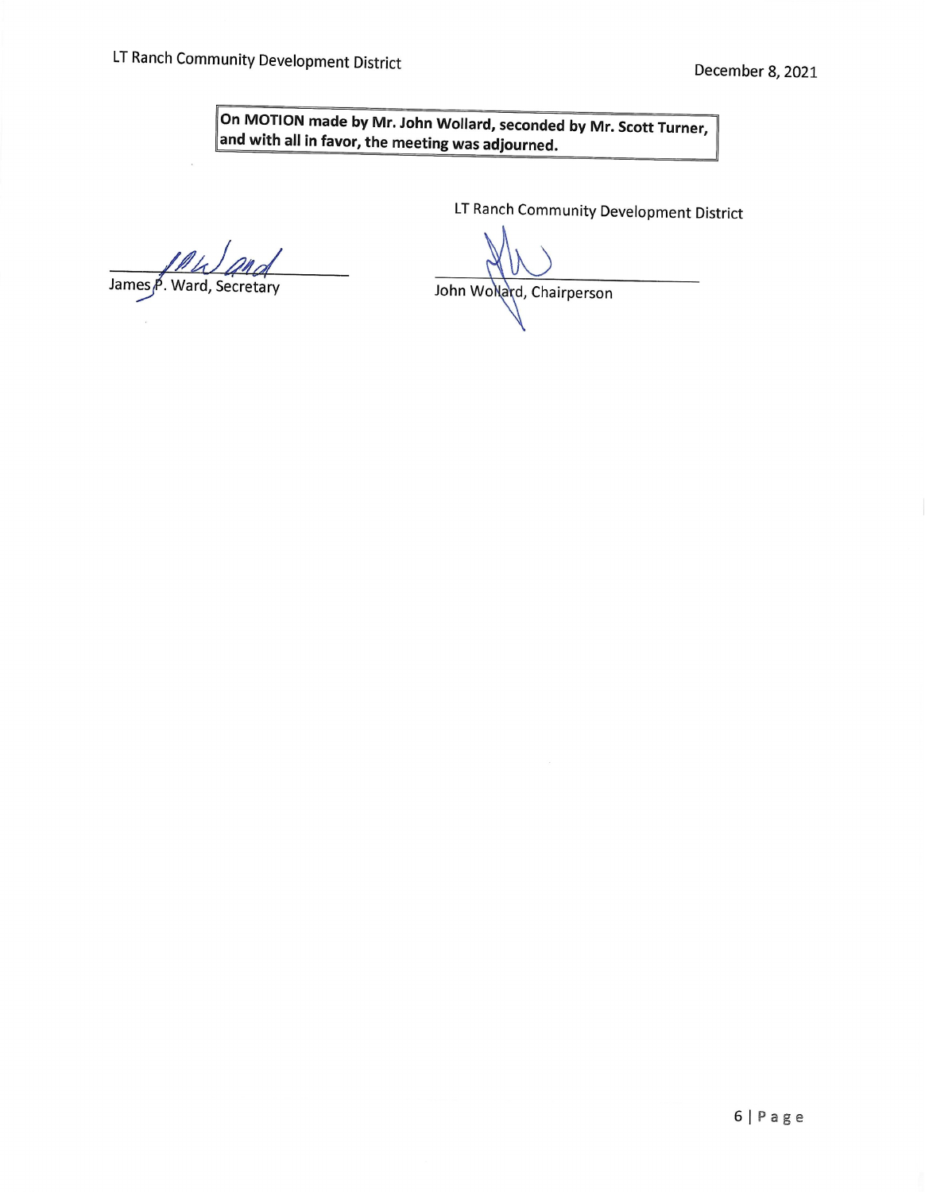**On MOTION made by Mr. John Wollard, seconded by Mr. Scott Turner, and with all in favor, the meeting was adjourned.**

LT Ranch Community Development District

James P. Ward, Secretary

John Wollard, Chairperson